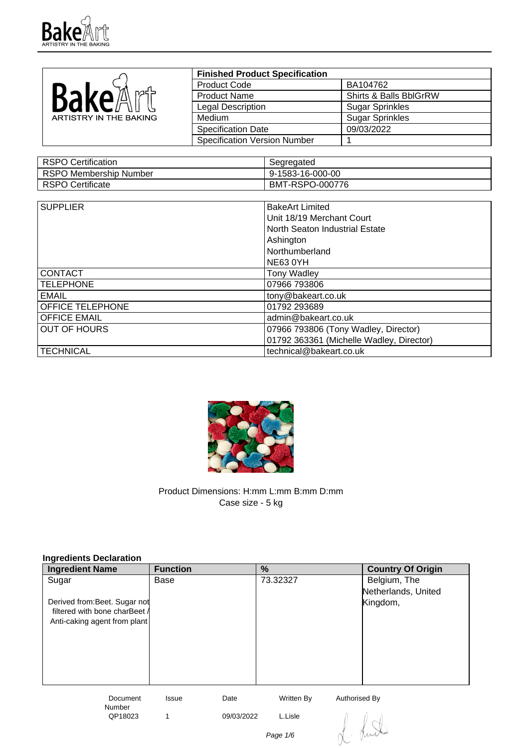| Finished Product Specification | |
|---|---|
| Product Code | BA104762 |
| Product Name | Shirts & Balls BblGrRW |
| Legal Description | Sugar Sprinkles |
| Medium | Sugar Sprinkles |
| Specification Date | 09/03/2022 |
| Specification Version Number | 1 |

| | |
|---|---|
| RSPO Certification | Segregated |
| RSPO Membership Number | 9-1583-16-000-00 |
| RSPO Certificate | BMT-RSPO-000776 |

| | |
|---|---|
| SUPPLIER | BakeArt Limited<br>Unit 18/19 Merchant Court<br>North Seaton Industrial Estate<br>Ashington<br>Northumberland<br>NE63 0YH |
| CONTACT | Tony Wadley |
| TELEPHONE | 07966 793806 |
| EMAIL | tony@bakeart.co.uk |
| OFFICE TELEPHONE | 01792 293689 |
| OFFICE EMAIL | admin@bakeart.co.uk |
| OUT OF HOURS | 07966 793806 (Tony Wadley, Director)<br>01792 363361 (Michelle Wadley, Director) |
| TECHNICAL | technical@bakeart.co.uk |

Product Dimensions: H:mm L:mm B:mm D:mm

Case size - 5 kg

**Ingredients Declaration**

| Ingredient Name | Function | % | Country Of Origin |
|---|---|---|---|
| Sugar<br><br>Derived from:Beet. Sugar not filtered with bone charBeet / Anti-caking agent from plant | Base | 73.32327 | Belgium, The Netherlands, United Kingdom, |

| Document Number | Issue | Date | Written By | Authorised By |
|---|---|---|---|---|
| QP18023 | 1 | 09/03/2022 | L.Lisle | |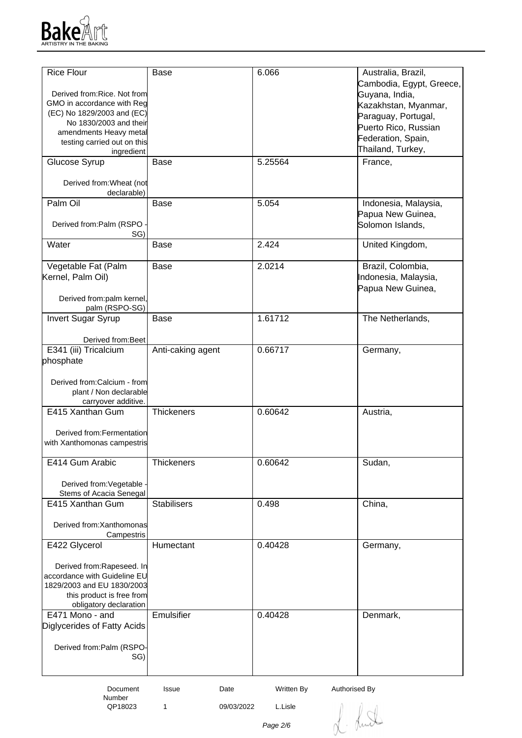| | | | |
|---|---|---|---|
| Rice Flour<br><br>Derived from:Rice. Not from GMO in accordance with Reg (EC) No 1829/2003 and (EC) No 1830/2003 and their amendments Heavy metal testing carried out on this ingredient | Base | 6.066 | Australia, Brazil, Cambodia, Egypt, Greece, Guyana, India, Kazakhstan, Myanmar, Paraguay, Portugal, Puerto Rico, Russian Federation, Spain, Thailand, Turkey, |
| Glucose Syrup<br><br>Derived from:Wheat (not declarable) | Base | 5.25564 | France, |
| Palm Oil<br><br>Derived from:Palm (RSPO - SG) | Base | 5.054 | Indonesia, Malaysia, Papua New Guinea, Solomon Islands, |
| Water | Base | 2.424 | United Kingdom, |
| Vegetable Fat (Palm Kernel, Palm Oil)<br><br>Derived from:palm kernel, palm (RSPO-SG) | Base | 2.0214 | Brazil, Colombia, Indonesia, Malaysia, Papua New Guinea, |
| Invert Sugar Syrup<br><br>Derived from:Beet | Base | 1.61712 | The Netherlands, |
| E341 (iii) Tricalcium phosphate<br><br>Derived from:Calcium - from plant / Non declarable carryover additive. | Anti-caking agent | 0.66717 | Germany, |
| E415 Xanthan Gum<br><br>Derived from:Fermentation with Xanthomonas campestris | Thickeners | 0.60642 | Austria, |
| E414 Gum Arabic<br><br>Derived from:Vegetable - Stems of Acacia Senegal | Thickeners | 0.60642 | Sudan, |
| E415 Xanthan Gum<br><br>Derived from:Xanthomonas Campestris | Stabilisers | 0.498 | China, |
| E422 Glycerol<br><br>Derived from:Rapeseed. In accordance with Guideline EU 1829/2003 and EU 1830/2003 this product is free from obligatory declaration | Humectant | 0.40428 | Germany, |
| E471 Mono - and Diglycerides of Fatty Acids<br><br>Derived from:Palm (RSPO-SG) | Emulsifier | 0.40428 | Denmark, |

| Document Number | Issue | Date | Written By | Authorised By |
|---|---|---|---|---|
| QP18023 | 1 | 09/03/2022 | L.Lisle | |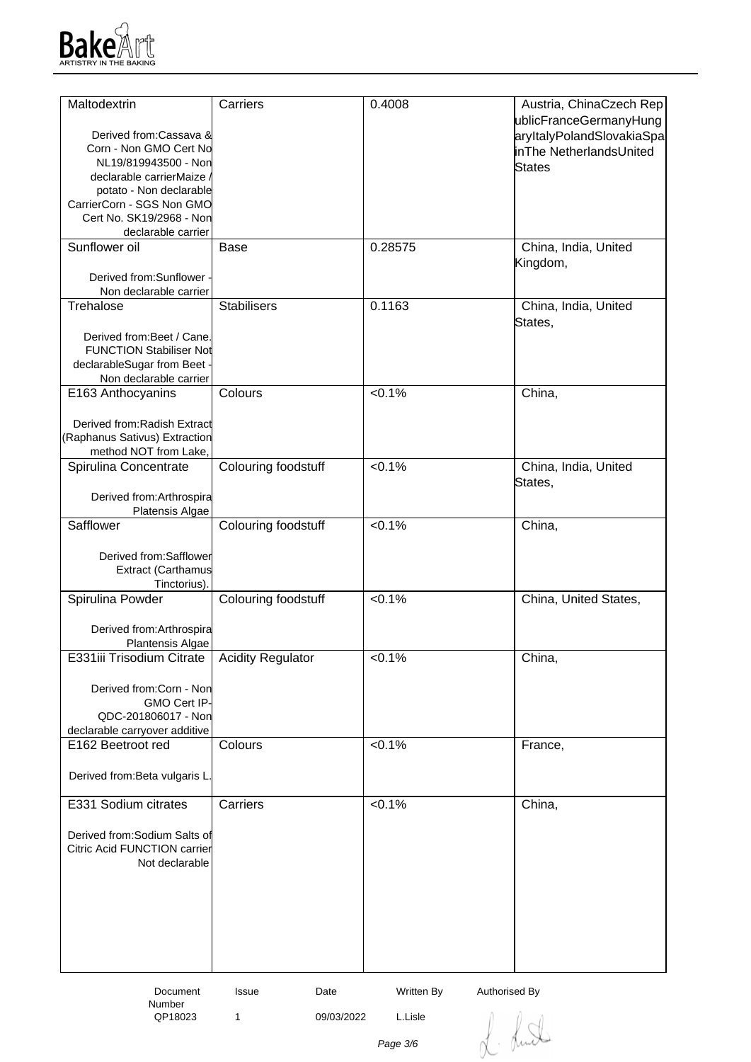| | | | |
|---|---|---|---|
| Maltodextrin<br><br>Derived from:Cassava & Corn - Non GMO Cert No NL19/819943500 - Non declarable carrierMaize / potato - Non declarable CarrierCorn - SGS Non GMO Cert No. SK19/2968 - Non declarable carrier | Carriers | 0.4008 | Austria, ChinaCzech RepublicFranceGermanyHungaryItalyPolandSlovakiaSpainThe NetherlandsUnited States |
| Sunflower oil<br><br>Derived from:Sunflower - Non declarable carrier | Base | 0.28575 | China, India, United Kingdom, |
| Trehalose<br><br>Derived from:Beet / Cane. FUNCTION Stabiliser Not declarableSugar from Beet - Non declarable carrier | Stabilisers | 0.1163 | China, India, United States, |
| E163 Anthocyanins<br><br>Derived from:Radish Extract (Raphanus Sativus) Extraction method NOT from Lake, | Colours | <0.1% | China, |
| Spirulina Concentrate<br><br>Derived from:Arthrospira Platensis Algae | Colouring foodstuff | <0.1% | China, India, United States, |
| Safflower<br><br>Derived from:Safflower Extract (Carthamus Tinctorius). | Colouring foodstuff | <0.1% | China, |
| Spirulina Powder<br><br>Derived from:Arthrospira Plantensis Algae | Colouring foodstuff | <0.1% | China, United States, |
| E331iii Trisodium Citrate<br><br>Derived from:Corn - Non GMO Cert IP-QDC-201806017 - Non declarable carryover additive | Acidity Regulator | <0.1% | China, |
| E162 Beetroot red<br><br>Derived from:Beta vulgaris L. | Colours | <0.1% | France, |
| E331 Sodium citrates<br><br>Derived from:Sodium Salts of Citric Acid FUNCTION carrier Not declarable | Carriers | <0.1% | China, |

| Document Number | Issue | Date | Written By | Authorised By |
|---|---|---|---|---|
| QP18023 | 1 | 09/03/2022 | L.Lisle | |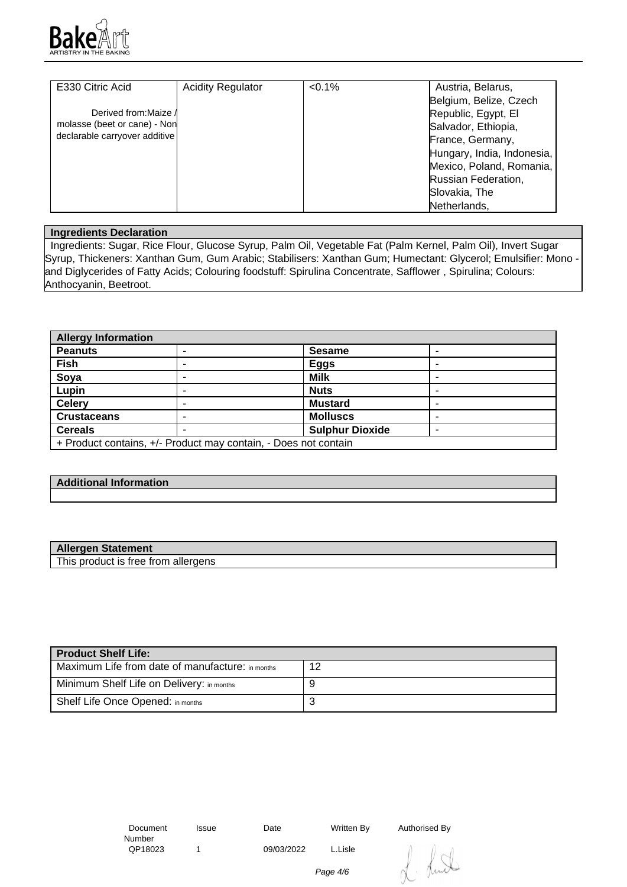| E330 Citric Acid<br><br>Derived from:Maize / molasse (beet or cane) - Non declarable carryover additive | Acidity Regulator | <0.1% | Austria, Belarus, Belgium, Belize, Czech Republic, Egypt, El Salvador, Ethiopia, France, Germany, Hungary, India, Indonesia, Mexico, Poland, Romania, Russian Federation, Slovakia, The Netherlands, |
|---|---|---|---|

**Ingredients Declaration**

Ingredients: Sugar, Rice Flour, Glucose Syrup, Palm Oil, Vegetable Fat (Palm Kernel, Palm Oil), Invert Sugar Syrup, Thickeners: Xanthan Gum, Gum Arabic; Stabilisers: Xanthan Gum; Humectant: Glycerol; Emulsifier: Mono - and Diglycerides of Fatty Acids; Colouring foodstuff: Spirulina Concentrate, Safflower , Spirulina; Colours: Anthocyanin, Beetroot.

| Allergy Information | | | |
|---|---|---|---|
| **Peanuts** | - | **Sesame** | - |
| **Fish** | - | **Eggs** | - |
| **Soya** | - | **Milk** | - |
| **Lupin** | - | **Nuts** | - |
| **Celery** | - | **Mustard** | - |
| **Crustaceans** | - | **Molluscs** | - |
| **Cereals** | - | **Sulphur Dioxide** | - |
| + Product contains, +/- Product may contain, - Does not contain | | | |

**Additional Information**

**Allergen Statement**

This product is free from allergens

| Product Shelf Life: | |
|---|---|
| Maximum Life from date of manufacture: in months | 12 |
| Minimum Shelf Life on Delivery: in months | 9 |
| Shelf Life Once Opened: in months | 3 |

| Document Number | Issue | Date | Written By | Authorised By |
|---|---|---|---|---|
| QP18023 | 1 | 09/03/2022 | L.Lisle | |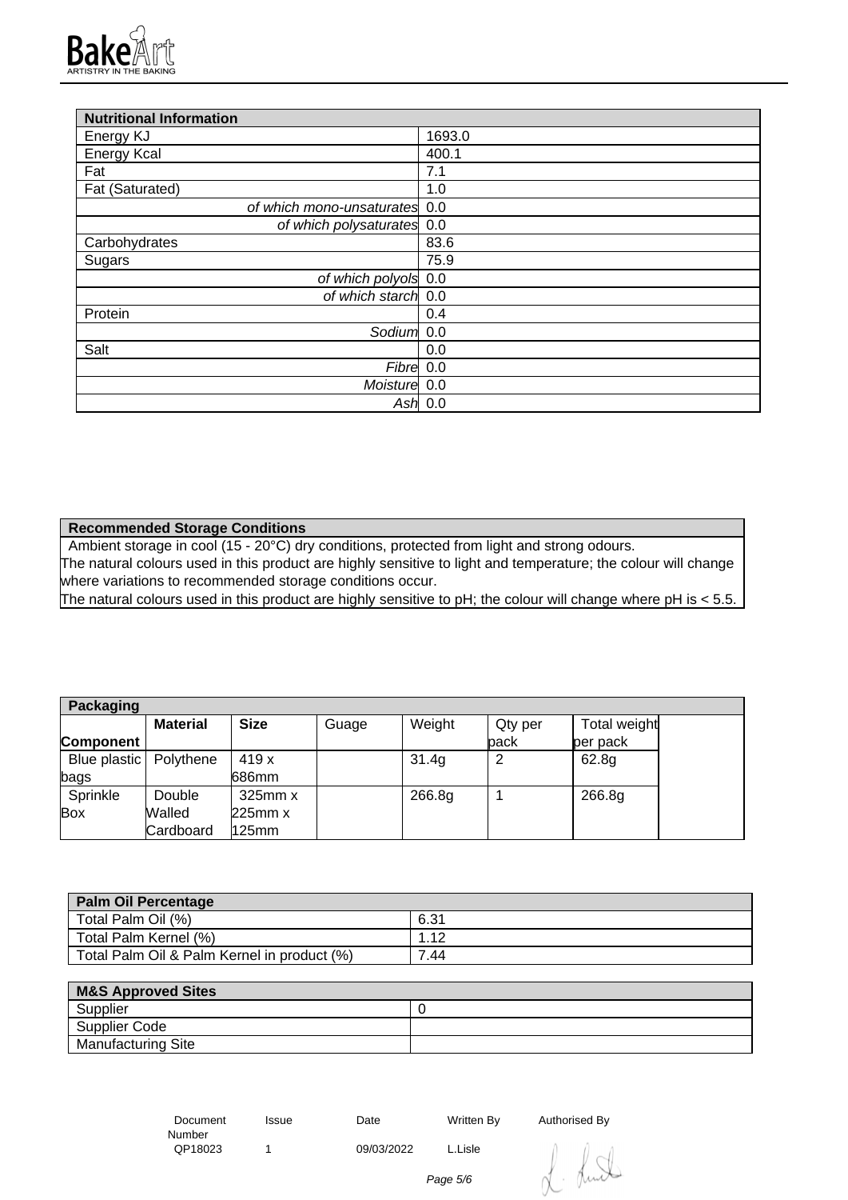| Nutritional Information | |
|---|---|
| Energy KJ | 1693.0 |
| Energy Kcal | 400.1 |
| Fat | 7.1 |
| Fat (Saturated) | 1.0 |
| *of which mono-unsaturates* | 0.0 |
| *of which polysaturates* | 0.0 |
| Carbohydrates | 83.6 |
| Sugars | 75.9 |
| *of which polyols* | 0.0 |
| *of which starch* | 0.0 |
| Protein | 0.4 |
| *Sodium* | 0.0 |
| Salt | 0.0 |
| *Fibre* | 0.0 |
| *Moisture* | 0.0 |
| *Ash* | 0.0 |

| Recommended Storage Conditions |
|---|
| Ambient storage in cool (15 - 20°C) dry conditions, protected from light and strong odours.<br>The natural colours used in this product are highly sensitive to light and temperature; the colour will change where variations to recommended storage conditions occur.<br>The natural colours used in this product are highly sensitive to pH; the colour will change where pH is < 5.5. |

| Packaging | | | | | | | |
|---|---|---|---|---|---|---|---|
| **Component** | **Material** | **Size** | Guage | Weight | Qty per pack | Total weight per pack | |
| Blue plastic bags | Polythene | 419 x 686mm | | 31.4g | 2 | 62.8g | |
| Sprinkle Box | Double Walled Cardboard | 325mm x 225mm x 125mm | | 266.8g | 1 | 266.8g | |

| Palm Oil Percentage | |
|---|---|
| Total Palm Oil (%) | 6.31 |
| Total Palm Kernel (%) | 1.12 |
| Total Palm Oil & Palm Kernel in product (%) | 7.44 |

| M&S Approved Sites | |
|---|---|
| Supplier | 0 |
| Supplier Code | |
| Manufacturing Site | |

| Document Number | Issue | Date | Written By | Authorised By |
|---|---|---|---|---|
| QP18023 | 1 | 09/03/2022 | L.Lisle | |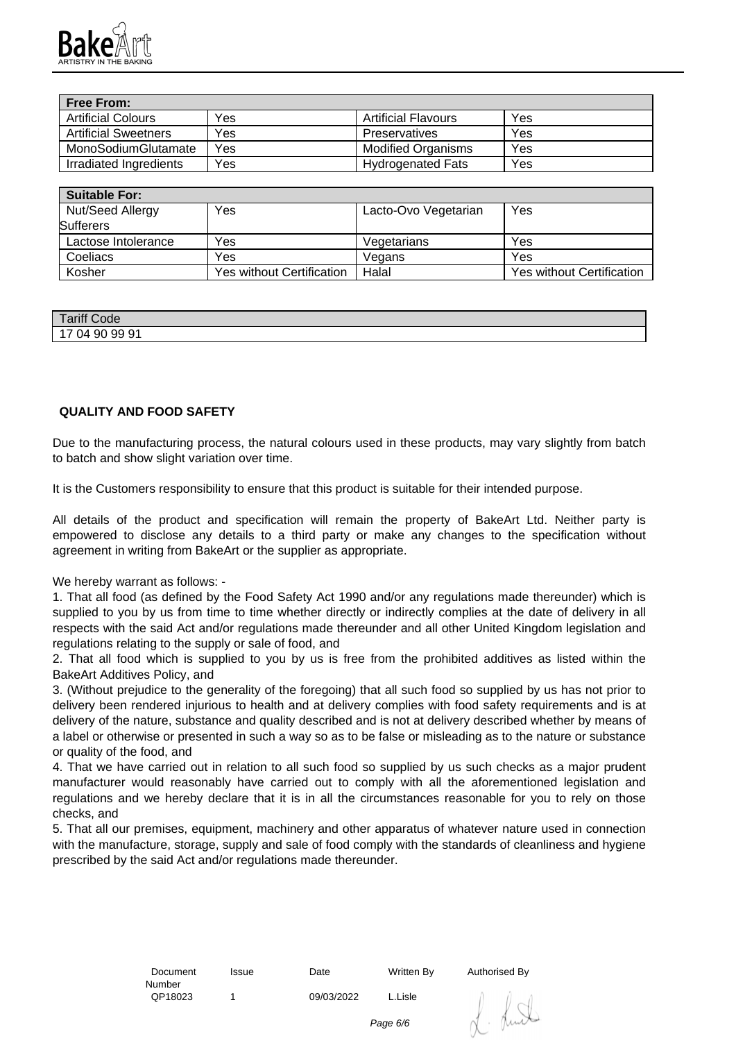| Free From: | | | |
|---|---|---|---|
| Artificial Colours | Yes | Artificial Flavours | Yes |
| Artificial Sweetners | Yes | Preservatives | Yes |
| MonoSodiumGlutamate | Yes | Modified Organisms | Yes |
| Irradiated Ingredients | Yes | Hydrogenated Fats | Yes |

| Suitable For: | | | |
|---|---|---|---|
| Nut/Seed Allergy Sufferers | Yes | Lacto-Ovo Vegetarian | Yes |
| Lactose Intolerance | Yes | Vegetarians | Yes |
| Coeliacs | Yes | Vegans | Yes |
| Kosher | Yes without Certification | Halal | Yes without Certification |

| Tariff Code |
|---|
| 17 04 90 99 91 |

## QUALITY AND FOOD SAFETY

Due to the manufacturing process, the natural colours used in these products, may vary slightly from batch to batch and show slight variation over time.

It is the Customers responsibility to ensure that this product is suitable for their intended purpose.

All details of the product and specification will remain the property of BakeArt Ltd. Neither party is empowered to disclose any details to a third party or make any changes to the specification without agreement in writing from BakeArt or the supplier as appropriate.

We hereby warrant as follows: -

1. That all food (as defined by the Food Safety Act 1990 and/or any regulations made thereunder) which is supplied to you by us from time to time whether directly or indirectly complies at the date of delivery in all respects with the said Act and/or regulations made thereunder and all other United Kingdom legislation and regulations relating to the supply or sale of food, and
2. That all food which is supplied to you by us is free from the prohibited additives as listed within the BakeArt Additives Policy, and
3. (Without prejudice to the generality of the foregoing) that all such food so supplied by us has not prior to delivery been rendered injurious to health and at delivery complies with food safety requirements and is at delivery of the nature, substance and quality described and is not at delivery described whether by means of a label or otherwise or presented in such a way so as to be false or misleading as to the nature or substance or quality of the food, and
4. That we have carried out in relation to all such food so supplied by us such checks as a major prudent manufacturer would reasonably have carried out to comply with all the aforementioned legislation and regulations and we hereby declare that it is in all the circumstances reasonable for you to rely on those checks, and
5. That all our premises, equipment, machinery and other apparatus of whatever nature used in connection with the manufacture, storage, supply and sale of food comply with the standards of cleanliness and hygiene prescribed by the said Act and/or regulations made thereunder.

| Document Number | Issue | Date | Written By | Authorised By |
|---|---|---|---|---|
| QP18023 | 1 | 09/03/2022 | L.Lisle | |